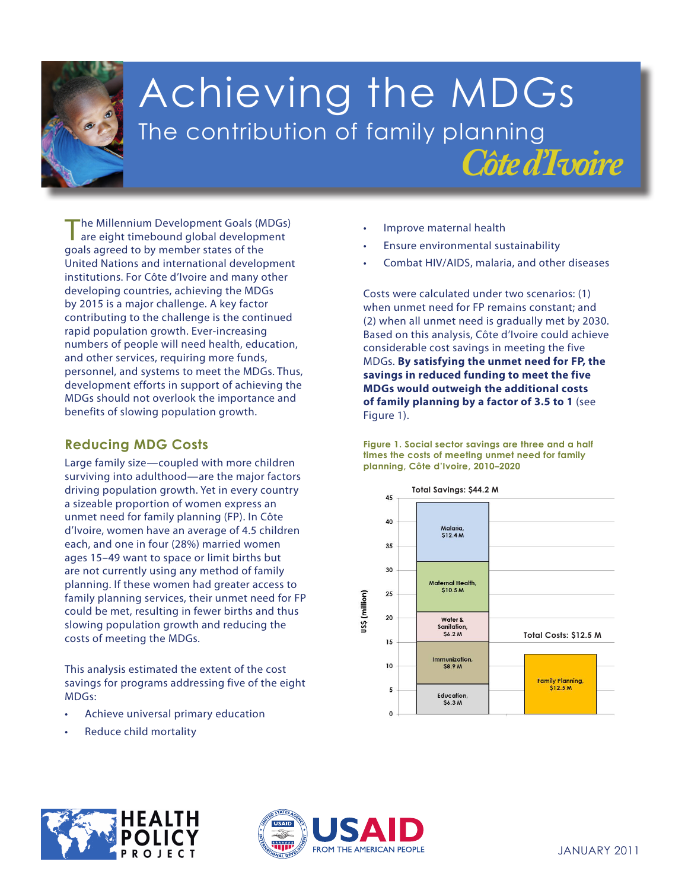# Achieving the MDGs

## The contribution of family planning

## Côte d'Ivoire

The Millennium Development Goals (MDGs) are eight timebound global development goals agreed to by member states of the United Nations and international development institutions. For Côte d'Ivoire and many other developing countries, achieving the MDGs by 2015 is a major challenge. A key factor contributing to the challenge is the continued rapid population growth. Ever-increasing numbers of people will need health, education, and other services, requiring more funds, personnel, and systems to meet the MDGs. Thus, development efforts in support of achieving the MDGs should not overlook the importance and benefits of slowing population growth.

### Reducing MDG Costs

Large family size—coupled with more children surviving into adulthood—are the major factors driving population growth. Yet in every country a sizeable proportion of women express an unmet need for family planning (FP). In Côte d'Ivoire, women have an average of 4.5 children each, and one in four (28%) married women ages 15–49 want to space or limit births but are not currently using any method of family planning. If these women had greater access to family planning services, their unmet need for FP could be met, resulting in fewer births and thus slowing population growth and reducing the costs of meeting the MDGs.

This analysis estimated the extent of the cost savings for programs addressing five of the eight MDGs:

- Achieve universal primary education
- Reduce child mortality
- Improve maternal health
- Ensure environmental sustainability
- Combat HIV/AIDS, malaria, and other diseases

Costs were calculated under two scenarios: (1) when unmet need for FP remains constant; and (2) when all unmet need is gradually met by 2030. Based on this analysis, Côte d'Ivoire could achieve considerable cost savings in meeting the five MDGs. **By satisfying the unmet need for FP, the savings in reduced funding to meet the five MDGs would outweigh the additional costs of family planning by a factor of 3.5 to 1** (see Figure 1).

**Figure 1. Social sector savings are three and a half times the costs of meeting unmet need for family planning, Côte d'Ivoire, 2010–2020**

Total Savings: $44.2 M

Total Costs: $12.5 M

US$ (million)

0, 5, 10, 15, 20, 25, 30, 35, 40, 45

Malaria, $12.4 M

Maternal Health, $10.5 M

Water & Sanitation, $6.2 M

Immunization, $8.9 M

Education, $6.3 M

Family Planning, $12.5 M

HEALTH POLICY PROJECT

USAID FROM THE AMERICAN PEOPLE

JANUARY 2011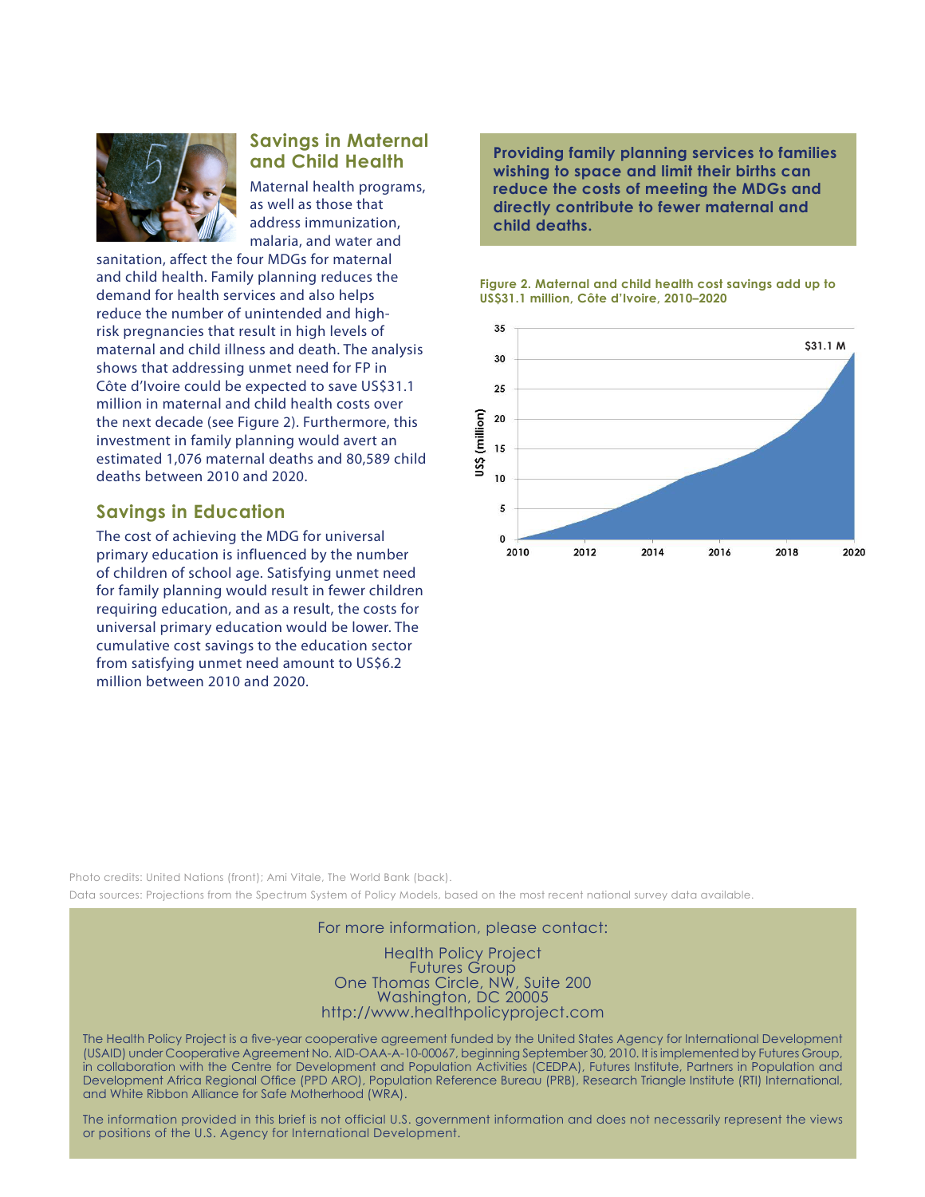## Savings in Maternal and Child Health

Maternal health programs, as well as those that address immunization, malaria, and water and sanitation, affect the four MDGs for maternal and child health. Family planning reduces the demand for health services and also helps reduce the number of unintended and high-risk pregnancies that result in high levels of maternal and child illness and death. The analysis shows that addressing unmet need for FP in Côte d'Ivoire could be expected to save US$31.1 million in maternal and child health costs over the next decade (see Figure 2). Furthermore, this investment in family planning would avert an estimated 1,076 maternal deaths and 80,589 child deaths between 2010 and 2020.

## Savings in Education

The cost of achieving the MDG for universal primary education is influenced by the number of children of school age. Satisfying unmet need for family planning would result in fewer children requiring education, and as a result, the costs for universal primary education would be lower. The cumulative cost savings to the education sector from satisfying unmet need amount to US$6.2 million between 2010 and 2020.

**Providing family planning services to families wishing to space and limit their births can reduce the costs of meeting the MDGs and directly contribute to fewer maternal and child deaths.**

**Figure 2. Maternal and child health cost savings add up to US$31.1 million, Côte d'Ivoire, 2010–2020**

US$ (million)
0
5
10
15
20
25
30
35
2010
2012
2014
2016
2018
2020
$31.1 M

Photo credits: United Nations (front); Ami Vitale, The World Bank (back).

Data sources: Projections from the Spectrum System of Policy Models, based on the most recent national survey data available.

For more information, please contact:

Health Policy Project
Futures Group
One Thomas Circle, NW, Suite 200
Washington, DC 20005
http://www.healthpolicyproject.com

The Health Policy Project is a five-year cooperative agreement funded by the United States Agency for International Development (USAID) under Cooperative Agreement No. AID-OAA-A-10-00067, beginning September 30, 2010. It is implemented by Futures Group, in collaboration with the Centre for Development and Population Activities (CEDPA), Futures Institute, Partners in Population and Development Africa Regional Office (PPD ARO), Population Reference Bureau (PRB), Research Triangle Institute (RTI) International, and White Ribbon Alliance for Safe Motherhood (WRA).

The information provided in this brief is not official U.S. government information and does not necessarily represent the views or positions of the U.S. Agency for International Development.